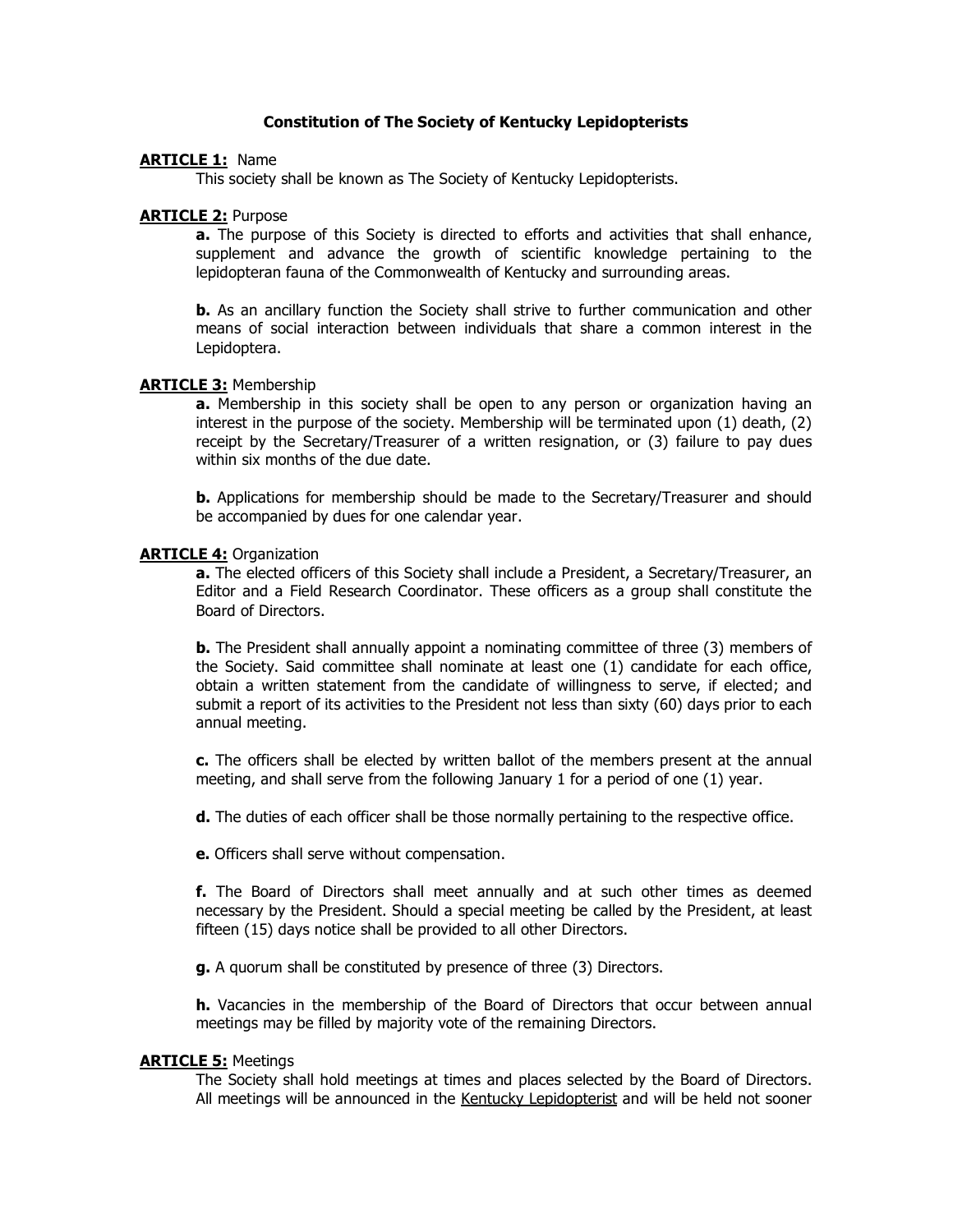# Constitution of The Society of Kentucky Lepidopterists

**ARTICLE 1:** Name

This society shall be known as The Society of Kentucky Lepidopterists.

**ARTICLE 2:** Purpose

**a.** The purpose of this Society is directed to efforts and activities that shall enhance, supplement and advance the growth of scientific knowledge pertaining to the lepidopteran fauna of the Commonwealth of Kentucky and surrounding areas.

**b.** As an ancillary function the Society shall strive to further communication and other means of social interaction between individuals that share a common interest in the Lepidoptera.

**ARTICLE 3:** Membership

**a.** Membership in this society shall be open to any person or organization having an interest in the purpose of the society. Membership will be terminated upon (1) death, (2) receipt by the Secretary/Treasurer of a written resignation, or (3) failure to pay dues within six months of the due date.

**b.** Applications for membership should be made to the Secretary/Treasurer and should be accompanied by dues for one calendar year.

**ARTICLE 4:** Organization

**a.** The elected officers of this Society shall include a President, a Secretary/Treasurer, an Editor and a Field Research Coordinator. These officers as a group shall constitute the Board of Directors.

**b.** The President shall annually appoint a nominating committee of three (3) members of the Society. Said committee shall nominate at least one (1) candidate for each office, obtain a written statement from the candidate of willingness to serve, if elected; and submit a report of its activities to the President not less than sixty (60) days prior to each annual meeting.

**c.** The officers shall be elected by written ballot of the members present at the annual meeting, and shall serve from the following January 1 for a period of one (1) year.

**d.** The duties of each officer shall be those normally pertaining to the respective office.

**e.** Officers shall serve without compensation.

**f.** The Board of Directors shall meet annually and at such other times as deemed necessary by the President. Should a special meeting be called by the President, at least fifteen (15) days notice shall be provided to all other Directors.

**g.** A quorum shall be constituted by presence of three (3) Directors.

**h.** Vacancies in the membership of the Board of Directors that occur between annual meetings may be filled by majority vote of the remaining Directors.

**ARTICLE 5:** Meetings

The Society shall hold meetings at times and places selected by the Board of Directors. All meetings will be announced in the Kentucky Lepidopterist and will be held not sooner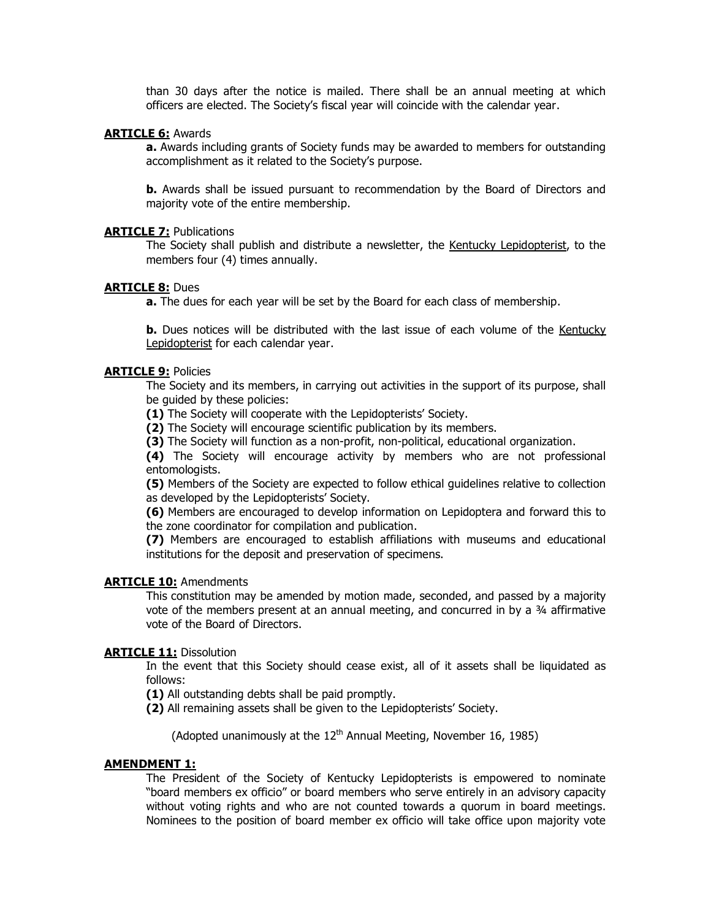than 30 days after the notice is mailed. There shall be an annual meeting at which officers are elected. The Society's fiscal year will coincide with the calendar year.

**ARTICLE 6:** Awards

**a.** Awards including grants of Society funds may be awarded to members for outstanding accomplishment as it related to the Society's purpose.

**b.** Awards shall be issued pursuant to recommendation by the Board of Directors and majority vote of the entire membership.

**ARTICLE 7:** Publications

The Society shall publish and distribute a newsletter, the Kentucky Lepidopterist, to the members four (4) times annually.

**ARTICLE 8:** Dues

**a.** The dues for each year will be set by the Board for each class of membership.

**b.** Dues notices will be distributed with the last issue of each volume of the Kentucky Lepidopterist for each calendar year.

**ARTICLE 9:** Policies

The Society and its members, in carrying out activities in the support of its purpose, shall be guided by these policies:

**(1)** The Society will cooperate with the Lepidopterists' Society.
**(2)** The Society will encourage scientific publication by its members.
**(3)** The Society will function as a non-profit, non-political, educational organization.
**(4)** The Society will encourage activity by members who are not professional entomologists.
**(5)** Members of the Society are expected to follow ethical guidelines relative to collection as developed by the Lepidopterists' Society.
**(6)** Members are encouraged to develop information on Lepidoptera and forward this to the zone coordinator for compilation and publication.
**(7)** Members are encouraged to establish affiliations with museums and educational institutions for the deposit and preservation of specimens.

**ARTICLE 10:** Amendments

This constitution may be amended by motion made, seconded, and passed by a majority vote of the members present at an annual meeting, and concurred in by a ¾ affirmative vote of the Board of Directors.

**ARTICLE 11:** Dissolution

In the event that this Society should cease exist, all of it assets shall be liquidated as follows:

**(1)** All outstanding debts shall be paid promptly.
**(2)** All remaining assets shall be given to the Lepidopterists' Society.

(Adopted unanimously at the 12th Annual Meeting, November 16, 1985)

**AMENDMENT 1:**

The President of the Society of Kentucky Lepidopterists is empowered to nominate "board members ex officio" or board members who serve entirely in an advisory capacity without voting rights and who are not counted towards a quorum in board meetings. Nominees to the position of board member ex officio will take office upon majority vote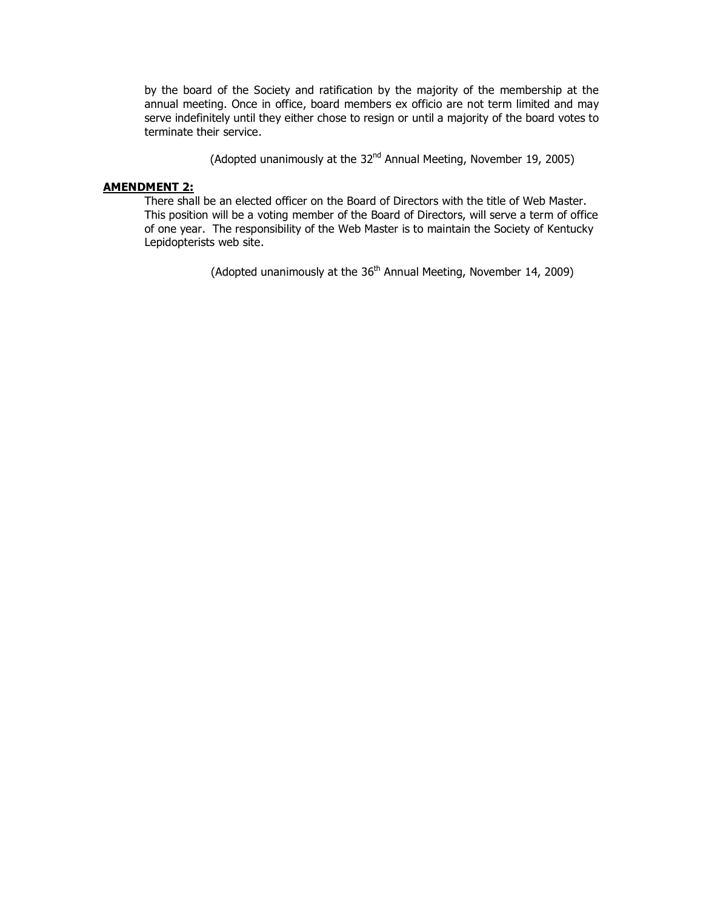by the board of the Society and ratification by the majority of the membership at the annual meeting. Once in office, board members ex officio are not term limited and may serve indefinitely until they either chose to resign or until a majority of the board votes to terminate their service.

(Adopted unanimously at the 32nd Annual Meeting, November 19, 2005)

**AMENDMENT 2:**

There shall be an elected officer on the Board of Directors with the title of Web Master. This position will be a voting member of the Board of Directors, will serve a term of office of one year. The responsibility of the Web Master is to maintain the Society of Kentucky Lepidopterists web site.

(Adopted unanimously at the 36th Annual Meeting, November 14, 2009)